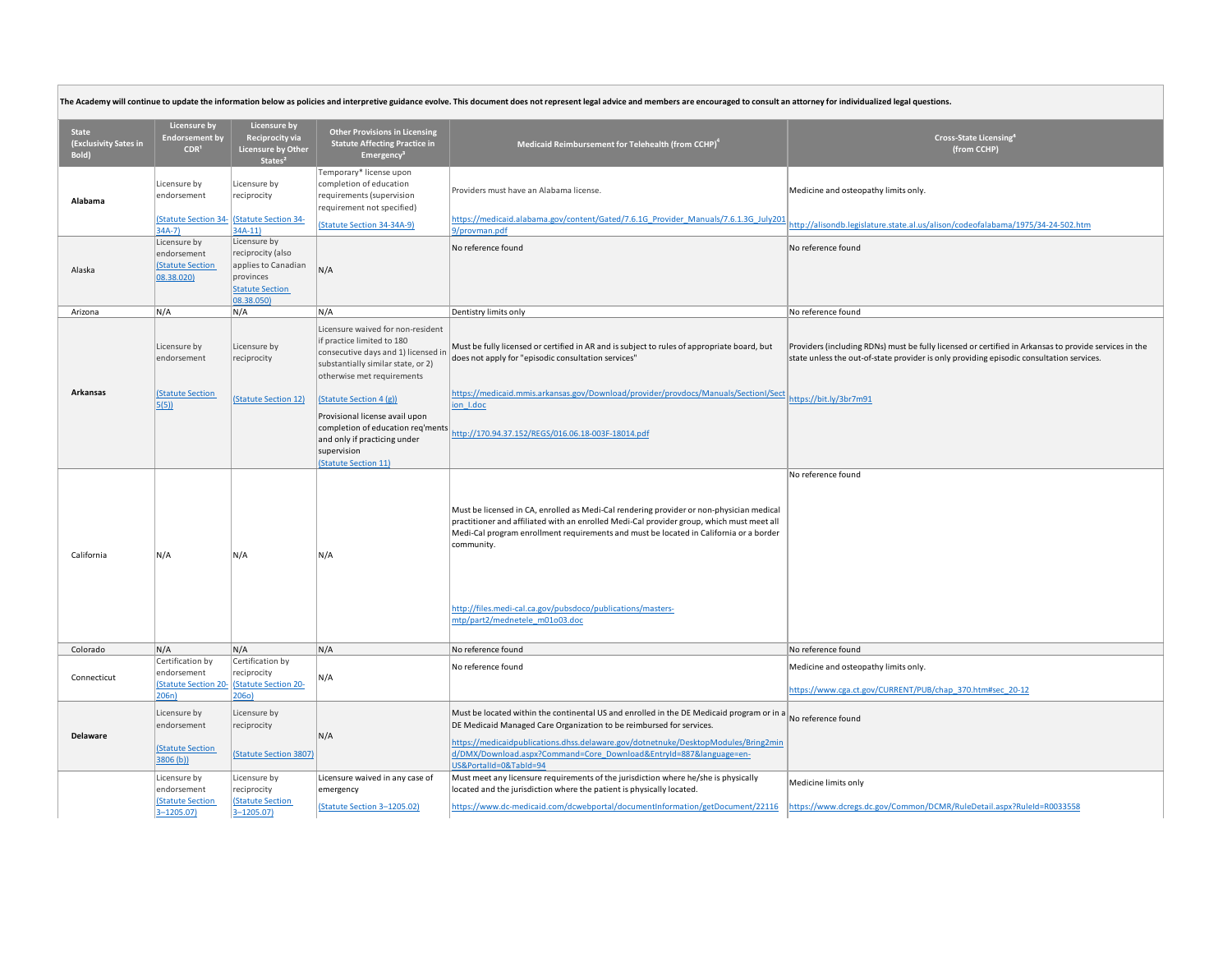The Academy will continue to update the information below as policies and interpretive guidance evolve. This document does not represent legal advice and members are encouraged to consult an attorney for individualized legal questions.

| State (Exclusivity Sates in Bold) | Licensure by Endorsement by CDR[1] | Licensure by Reciprocity via Licensure by Other States[2] | Other Provisions in Licensing Statute Affecting Practice in Emergency[3] | Medicaid Reimbursement for Telehealth (from CCHP)[4] | Cross-State Licensing[4] (from CCHP) |
|---|---|---|---|---|---|
| **Alabama** | Licensure by endorsement (Statute Section 34-34A-7) | Licensure by reciprocity (Statute Section 34-34A-11) | Temporary* license upon completion of education requirements (supervision requirement not specified) (Statute Section 34-34A-9) | Providers must have an Alabama license. https://medicaid.alabama.gov/content/Gated/7.6.1G_Provider_Manuals/7.6.1.3G_July2019/provman.pdf | Medicine and osteopathy limits only. http://alisondb.legislature.state.al.us/alison/codeofalabama/1975/34-24-502.htm |
| Alaska | Licensure by endorsement (Statute Section 08.38.020) | Licensure by reciprocity (also applies to Canadian provinces Statute Section 08.38.050) | N/A | No reference found | No reference found |
| Arizona | N/A | N/A | N/A | Dentistry limits only | No reference found |
| **Arkansas** | Licensure by endorsement (Statute Section 5(5)) | Licensure by reciprocity (Statute Section 12) | Licensure waived for non-resident if practice limited to 180 consecutive days and 1) licensed in substantially similar state, or 2) otherwise met requirements (Statute Section 4 (g)) Provisional license avail upon completion of education req'ments and only if practicing under supervision (Statute Section 11) | Must be fully licensed or certified in AR and is subject to rules of appropriate board, but does not apply for "episodic consultation services" https://medicaid.mmis.arkansas.gov/Download/provider/provdocs/Manuals/SectionI/Section_I.doc http://170.94.37.152/REGS/016.06.18-003F-18014.pdf | Providers (including RDNs) must be fully licensed or certified in Arkansas to provide services in the state unless the out-of-state provider is only providing episodic consultation services. https://bit.ly/3br7m91 |
| California | N/A | N/A | N/A | Must be licensed in CA, enrolled as Medi-Cal rendering provider or non-physician medical practitioner and affiliated with an enrolled Medi-Cal provider group, which must meet all Medi-Cal program enrollment requirements and must be located in California or a border community. http://files.medi-cal.ca.gov/pubsdoco/publications/masters-mtp/part2/mednetele_m01o03.doc | No reference found |
| Colorado | N/A | N/A | N/A | No reference found | No reference found |
| Connecticut | Certification by endorsement (Statute Section 20-206n) | Certification by reciprocity (Statute Section 20-206o) | N/A | No reference found | Medicine and osteopathy limits only. https://www.cga.ct.gov/CURRENT/PUB/chap_370.htm#sec_20-12 |
| **Delaware** | Licensure by endorsement (Statute Section 3806 (b)) | Licensure by reciprocity (Statute Section 3807) | N/A | Must be located within the continental US and enrolled in the DE Medicaid program or in a DE Medicaid Managed Care Organization to be reimbursed for services. https://medicaidpublications.dhss.delaware.gov/dotnetnuke/DesktopModules/Bring2mind/DMX/Download.aspx?Command=Core_Download&EntryId=887&language=en-US&PortalId=0&TabId=94 | No reference found |
| | Licensure by endorsement (Statute Section 3–1205.07) | Licensure by reciprocity (Statute Section 3–1205.07) | Licensure waived in any case of emergency (Statute Section 3–1205.02) | Must meet any licensure requirements of the jurisdiction where he/she is physically located and the jurisdiction where the patient is physically located. https://www.dc-medicaid.com/dcwebportal/documentInformation/getDocument/22116 | Medicine limits only https://www.dcregs.dc.gov/Common/DCMR/RuleDetail.aspx?RuleId=R0033558 |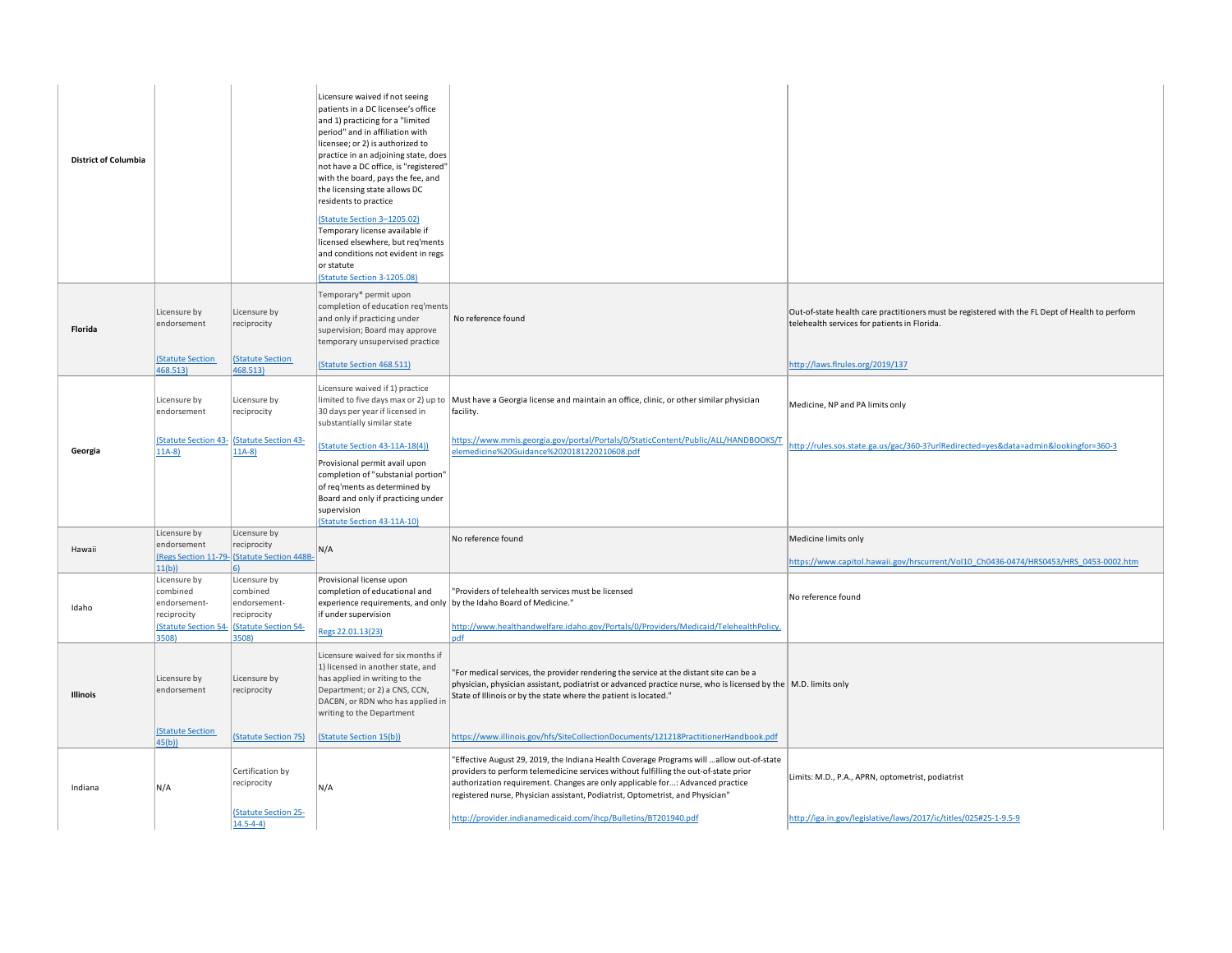| | | | | | |
|---|---|---|---|---|---|
| **District of Columbia** | | | Licensure waived if not seeing patients in a DC licensee's office and 1) practicing for a "limited period" and in affiliation with licensee; or 2) is authorized to practice in an adjoining state, does not have a DC office, is "registered" with the board, pays the fee, and the licensing state allows DC residents to practice<br>(Statute Section 3–1205.02)<br>Temporary license available if licensed elsewhere, but req'ments and conditions not evident in regs or statute<br>(Statute Section 3-1205.08) | | |
| **Florida** | Licensure by endorsement<br>(Statute Section 468.513) | Licensure by reciprocity<br>(Statute Section 468.513) | Temporary* permit upon completion of education req'ments and only if practicing under supervision; Board may approve temporary unsupervised practice<br>(Statute Section 468.511) | No reference found | Out-of-state health care practitioners must be registered with the FL Dept of Health to perform telehealth services for patients in Florida.<br>http://laws.flrules.org/2019/137 |
| **Georgia** | Licensure by endorsement<br>(Statute Section 43-11A-8) | Licensure by reciprocity<br>(Statute Section 43-11A-8) | Licensure waived if 1) practice limited to five days max or 2) up to 30 days per year if licensed in substantially similar state<br>(Statute Section 43-11A-18(4))<br>Provisional permit avail upon completion of "substanial portion" of req'ments as determined by Board and only if practicing under supervision<br>(Statute Section 43-11A-10) | Must have a Georgia license and maintain an office, clinic, or other similar physician facility.<br>https://www.mmis.georgia.gov/portal/Portals/0/StaticContent/Public/ALL/HANDBOOKS/Telemedicine%20Guidance%2020181220210608.pdf | Medicine, NP and PA limits only<br>http://rules.sos.state.ga.us/gac/360-3?urlRedirected=yes&data=admin&lookingfor=360-3 |
| Hawaii | Licensure by endorsement<br>(Regs Section 11-79-11(b)) | Licensure by reciprocity<br>(Statute Section 448B-6) | N/A | No reference found | Medicine limits only<br>https://www.capitol.hawaii.gov/hrscurrent/Vol10_Ch0436-0474/HRS0453/HRS_0453-0002.htm |
| Idaho | Licensure by combined endorsement-reciprocity<br>(Statute Section 54-3508) | Licensure by combined endorsement-reciprocity<br>(Statute Section 54-3508) | Provisional license upon completion of educational and experience requirements, and only if under supervision<br>Regs 22.01.13(23) | "Providers of telehealth services must be licensed by the Idaho Board of Medicine."<br>http://www.healthandwelfare.idaho.gov/Portals/0/Providers/Medicaid/TelehealthPolicy.pdf | No reference found |
| **Illinois** | Licensure by endorsement<br>(Statute Section 45(b)) | Licensure by reciprocity<br>(Statute Section 75) | Licensure waived for six months if 1) licensed in another state, and has applied in writing to the Department; or 2) a CNS, CCN, DACBN, or RDN who has applied in writing to the Department<br>(Statute Section 15(b)) | "For medical services, the provider rendering the service at the distant site can be a physician, physician assistant, podiatrist or advanced practice nurse, who is licensed by the State of Illinois or by the state where the patient is located."<br>https://www.illinois.gov/hfs/SiteCollectionDocuments/121218PractitionerHandbook.pdf | M.D. limits only |
| Indiana | N/A | Certification by reciprocity<br>(Statute Section 25-14.5-4-4) | N/A | "Effective August 29, 2019, the Indiana Health Coverage Programs will ...allow out-of-state providers to perform telemedicine services without fulfilling the out-of-state prior authorization requirement. Changes are only applicable for...: Advanced practice registered nurse, Physician assistant, Podiatrist, Optometrist, and Physician"<br>http://provider.indianamedicaid.com/ihcp/Bulletins/BT201940.pdf | Limits: M.D., P.A., APRN, optometrist, podiatrist<br>http://iga.in.gov/legislative/laws/2017/ic/titles/025#25-1-9.5-9 |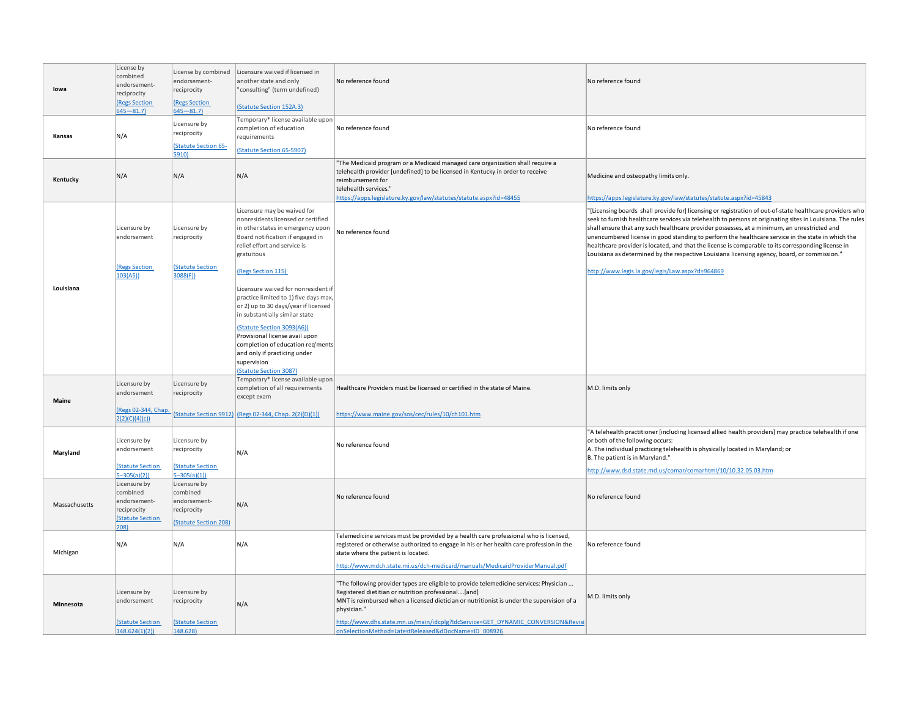| | | | | | |
|---|---|---|---|---|---|
| **Iowa** | License by combined endorsement-reciprocity (Regs Section 645—81.7) | License by combined endorsement-reciprocity (Regs Section 645—81.7) | Licensure waived if licensed in another state and only "consulting" (term undefined) (Statute Section 152A.3) | No reference found | No reference found |
| **Kansas** | N/A | Licensure by reciprocity (Statute Section 65-5910) | Temporary* license available upon completion of education requirements (Statute Section 65-5907) | No reference found | No reference found |
| **Kentucky** | N/A | N/A | N/A | "The Medicaid program or a Medicaid managed care organization shall require a telehealth provider [undefined] to be licensed in Kentucky in order to receive reimbursement for telehealth services." https://apps.legislature.ky.gov/law/statutes/statute.aspx?id=48455 | Medicine and osteopathy limits only. https://apps.legislature.ky.gov/law/statutes/statute.aspx?id=45843 |
| **Louisiana** | Licensure by endorsement (Regs Section 103(A5)) | Licensure by reciprocity (Statute Section 3088(F)) | Licensure may be waived for nonresidents licensed or certified in other states in emergency upon Board notification if engaged in relief effort and service is gratuitous (Regs Section 115) Licensure waived for nonresident if practice limited to 1) five days max, or 2) up to 30 days/year if licensed in substantially similar state (Statute Section 3093(A6)) Provisional license avail upon completion of education req'ments and only if practicing under supervision (Statute Section 3087) | No reference found | "[Licensing boards shall provide for] licensing or registration of out-of-state healthcare providers who seek to furnish healthcare services via telehealth to persons at originating sites in Louisiana. The rules shall ensure that any such healthcare provider possesses, at a minimum, an unrestricted and unencumbered license in good standing to perform the healthcare service in the state in which the healthcare provider is located, and that the license is comparable to its corresponding license in Louisiana as determined by the respective Louisiana licensing agency, board, or commission." http://www.legis.la.gov/legis/Law.aspx?d=964869 |
| **Maine** | Licensure by endorsement (Regs 02-344, Chap. 2(2)(C)(4)(c)) | Licensure by reciprocity (Statute Section 9912) | Temporary* license available upon completion of all requirements except exam (Regs 02-344, Chap. 2(2)(D)(1)) | Healthcare Providers must be licensed or certified in the state of Maine. https://www.maine.gov/sos/cec/rules/10/ch101.htm | M.D. limits only |
| **Maryland** | Licensure by endorsement (Statute Section 5–305(a)(2)) | Licensure by reciprocity (Statute Section 5–305(a)(1)) | N/A | No reference found | "A telehealth practitioner [including licensed allied health providers] may practice telehealth if one or both of the following occurs: A. The individual practicing telehealth is physically located in Maryland; or B. The patient is in Maryland." http://www.dsd.state.md.us/comar/comarhtml/10/10.32.05.03.htm |
| Massachusetts | Licensure by combined endorsement-reciprocity (Statute Section 208) | Licensure by combined endorsement-reciprocity (Statute Section 208) | N/A | No reference found | No reference found |
| Michigan | N/A | N/A | N/A | Telemedicine services must be provided by a health care professional who is licensed, registered or otherwise authorized to engage in his or her health care profession in the state where the patient is located. http://www.mdch.state.mi.us/dch-medicaid/manuals/MedicaidProviderManual.pdf | No reference found |
| **Minnesota** | Licensure by endorsement (Statute Section 148.624(1)(2)) | Licensure by reciprocity (Statute Section 148.628) | N/A | "The following provider types are eligible to provide telemedicine services: Physician ... Registered dietitian or nutrition professional....[and] MNT is reimbursed when a licensed dietician or nutritionist is under the supervision of a physician." http://www.dhs.state.mn.us/main/idcplg?IdcService=GET_DYNAMIC_CONVERSION&RevisionSelectionMethod=LatestReleased&dDocName=ID_008926 | M.D. limits only |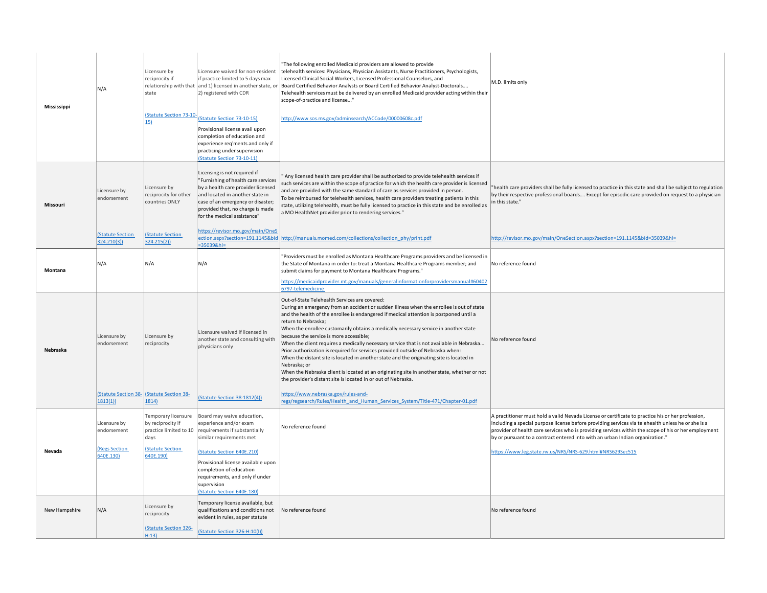| | | | | | |
|---|---|---|---|---|---|
| **Mississippi** | N/A | Licensure by reciprocity if relationship with that state<br><br>(Statute Section 73-10-15) | Licensure waived for non-resident if practice limited to 5 days max and 1) licensed in another state, or 2) registered with CDR<br><br>(Statute Section 73-10-15)<br><br>Provisional license avail upon completion of education and experience req'ments and only if practicing under supervision (Statute Section 73-10-11) | "The following enrolled Medicaid providers are allowed to provide telehealth services: Physicians, Physician Assistants, Nurse Practitioners, Psychologists, Licensed Clinical Social Workers, Licensed Professional Counselors, and Board Certified Behavior Analysts or Board Certified Behavior Analyst-Doctorals.... Telehealth services must be delivered by an enrolled Medicaid provider acting within their scope-of-practice and license..."<br><br>http://www.sos.ms.gov/adminsearch/ACCode/00000608c.pdf | M.D. limits only |
| **Missouri** | Licensure by endorsement<br><br>(Statute Section 324.210(3)) | Licensure by reciprocity for other countries ONLY<br><br>(Statute Section 324.215(2)) | Licensing is not required if "Furnishing of health care services by a health care provider licensed and located in another state in case of an emergency or disaster; provided that, no charge is made for the medical assistance"<br><br>https://revisor.mo.gov/main/OneSection.aspx?section=191.1145&bid=35039&hl= | " Any licensed health care provider shall be authorized to provide telehealth services if such services are within the scope of practice for which the health care provider is licensed and are provided with the same standard of care as services provided in person. To be reimbursed for telehealth services, health care providers treating patients in this state, utilizing telehealth, must be fully licensed to practice in this state and be enrolled as a MO HealthNet provider prior to rendering services."<br><br>http://manuals.momed.com/collections/collection_phy/print.pdf | "health care providers shall be fully licensed to practice in this state and shall be subject to regulation by their respective professional boards.... Except for episodic care provided on request to a physician in this state."<br><br>http://revisor.mo.gov/main/OneSection.aspx?section=191.1145&bid=35039&hl= |
| **Montana** | N/A | N/A | N/A | "Providers must be enrolled as Montana Healthcare Programs providers and be licensed in the State of Montana in order to: treat a Montana Healthcare Programs member; and submit claims for payment to Montana Healthcare Programs."<br><br>https://medicaidprovider.mt.gov/manuals/generalinformationforprovidersmanual#604026797-telemedicine | No reference found |
| **Nebraska** | Licensure by endorsement<br><br>(Statute Section 38-1813(1)) | Licensure by reciprocity<br><br>(Statute Section 38-1814) | Licensure waived if licensed in another state and consulting with physicians only<br><br>(Statute Section 38-1812(4)) | Out-of-State Telehealth Services are covered:<br>During an emergency from an accident or sudden illness when the enrollee is out of state and the health of the enrollee is endangered if medical attention is postponed until a return to Nebraska;<br>When the enrollee customarily obtains a medically necessary service in another state because the service is more accessible;<br>When the client requires a medically necessary service that is not available in Nebraska...<br>Prior authorization is required for services provided outside of Nebraska when:<br>When the distant site is located in another state and the originating site is located in Nebraska; or<br>When the Nebraska client is located at an originating site in another state, whether or not the provider's distant site is located in or out of Nebraska.<br><br>https://www.nebraska.gov/rules-and-regs/regsearch/Rules/Health_and_Human_Services_System/Title-471/Chapter-01.pdf | No reference found |
| **Nevada** | Licensure by endorsement<br><br>(Regs Section 640E.130) | Temporary licensure by reciprocity if practice limited to 10 days<br><br>(Statute Section 640E.190) | Board may waive education, experience and/or exam requirements if substantially similar requirements met<br><br>(Statute Section 640E.210)<br><br>Provisional license available upon completion of education requirements, and only if under supervision<br>(Statute Section 640E.180) | No reference found | A practitioner must hold a valid Nevada License or certificate to practice his or her profession, including a special purpose license before providing services via telehealth unless he or she is a provider of health care services who is providing services within the scope of his or her employment by or pursuant to a contract entered into with an urban Indian organization."<br><br>https://www.leg.state.nv.us/NRS/NRS-629.html#NRS629Sec515 |
| New Hampshire | N/A | Licensure by reciprocity<br><br>(Statute Section 326-H:13) | Temporary license available, but qualifications and conditions not evident in rules, as per statute<br><br>(Statute Section 326-H:10(I)) | No reference found | No reference found |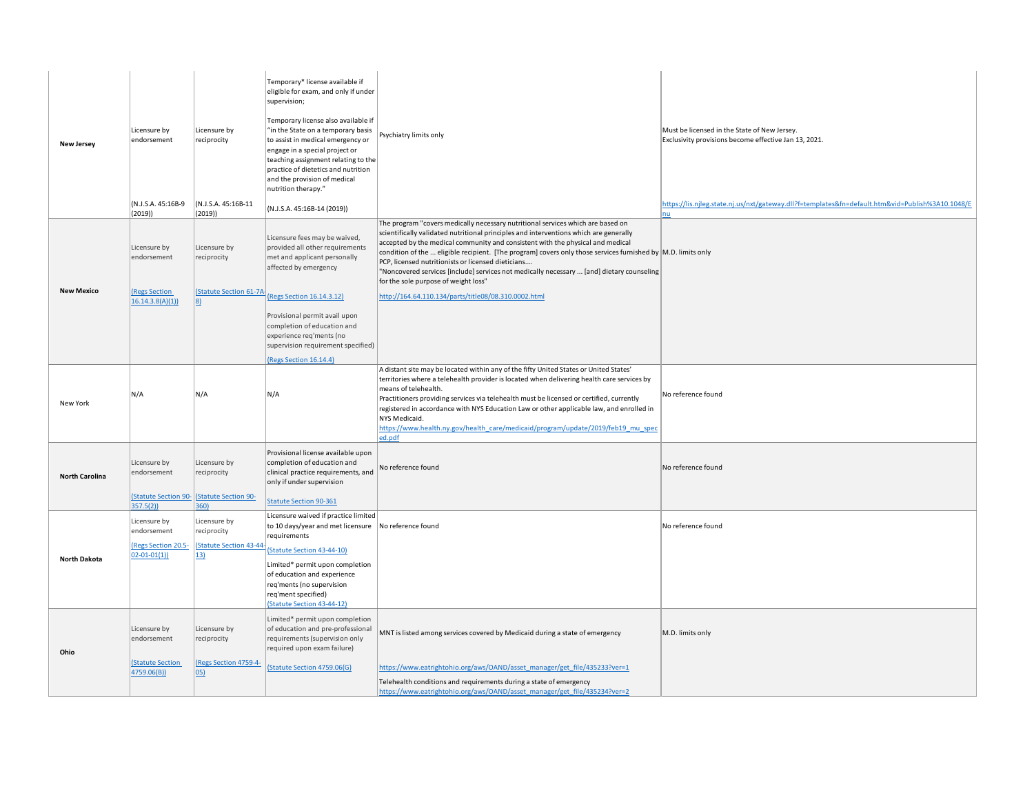| | | | | | |
|---|---|---|---|---|---|
| **New Jersey** | Licensure by endorsement<br><br>(N.J.S.A. 45:16B-9 (2019)) | Licensure by reciprocity<br><br>(N.J.S.A. 45:16B-11 (2019)) | Temporary* license available if eligible for exam, and only if under supervision;<br><br>Temporary license also available if "in the State on a temporary basis to assist in medical emergency or engage in a special project or teaching assignment relating to the practice of dietetics and nutrition and the provision of medical nutrition therapy."<br><br>(N.J.S.A. 45:16B-14 (2019)) | Psychiatry limits only | Must be licensed in the State of New Jersey.<br>Exclusivity provisions become effective Jan 13, 2021.<br><br>https://lis.njleg.state.nj.us/nxt/gateway.dll?f=templates&fn=default.htm&vid=Publish%3A10.1048/Enu |
| **New Mexico** | Licensure by endorsement<br><br>(Regs Section 16.14.3.8(A)(1)) | Licensure by reciprocity<br><br>(Statute Section 61-7A-8) | Licensure fees may be waived, provided all other requirements met and applicant personally affected by emergency<br><br>(Regs Section 16.14.3.12)<br><br>Provisional permit avail upon completion of education and experience req'ments (no supervision requirement specified)<br><br>(Regs Section 16.14.4) | The program "covers medically necessary nutritional services which are based on scientifically validated nutritional principles and interventions which are generally accepted by the medical community and consistent with the physical and medical condition of the ... eligible recipient. [The program] covers only those services furnished by PCP, licensed nutritionists or licensed dieticians....<br>"Noncovered services [include] services not medically necessary ... [and] dietary counseling for the sole purpose of weight loss"<br><br>http://164.64.110.134/parts/title08/08.310.0002.html | M.D. limits only |
| New York | N/A | N/A | N/A | A distant site may be located within any of the fifty United States or United States' territories where a telehealth provider is located when delivering health care services by means of telehealth.<br>Practitioners providing services via telehealth must be licensed or certified, currently registered in accordance with NYS Education Law or other applicable law, and enrolled in NYS Medicaid.<br>https://www.health.ny.gov/health_care/medicaid/program/update/2019/feb19_mu_speced.pdf | No reference found |
| **North Carolina** | Licensure by endorsement<br><br>(Statute Section 90-357.5(2)) | Licensure by reciprocity<br><br>(Statute Section 90-360) | Provisional license available upon completion of education and clinical practice requirements, and only if under supervision<br><br>Statute Section 90-361 | No reference found | No reference found |
| **North Dakota** | Licensure by endorsement<br><br>(Regs Section 20.5-02-01-01(1)) | Licensure by reciprocity<br><br>(Statute Section 43-44-13) | Licensure waived if practice limited to 10 days/year and met licensure requirements<br>(Statute Section 43-44-10)<br><br>Limited* permit upon completion of education and experience req'ments (no supervision req'ment specified)<br>(Statute Section 43-44-12) | No reference found | No reference found |
| **Ohio** | Licensure by endorsement<br><br>(Statute Section 4759.06(B)) | Licensure by reciprocity<br><br>(Regs Section 4759-4-05) | Limited* permit upon completion of education and pre-professional requirements (supervision only required upon exam failure)<br><br>(Statute Section 4759.06(G) | MNT is listed among services covered by Medicaid during a state of emergency<br><br>https://www.eatrightohio.org/aws/OAND/asset_manager/get_file/435233?ver=1<br><br>Telehealth conditions and requirements during a state of emergency<br>https://www.eatrightohio.org/aws/OAND/asset_manager/get_file/435234?ver=2 | M.D. limits only |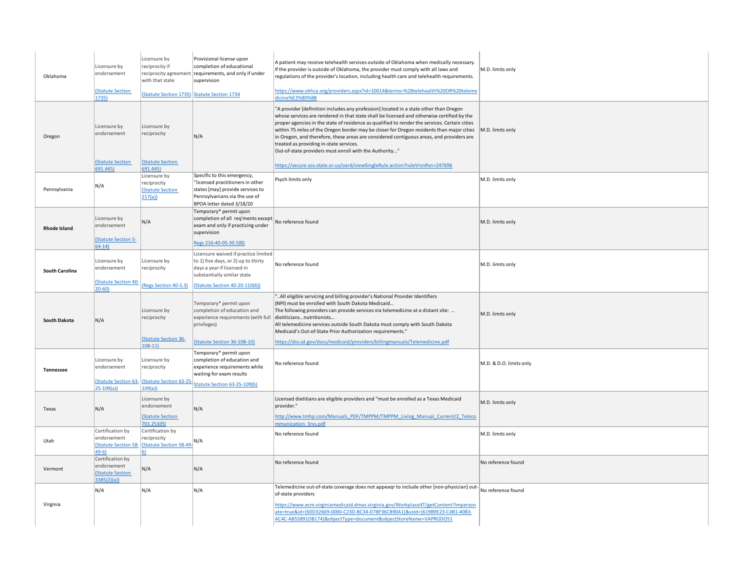| | | | | | |
|---|---|---|---|---|---|
| Oklahoma | Licensure by endorsement (Statute Section 1735) | Licensure by reciprocity if reciprocity agreement with that state (Statute Section 1735) | Provisional license upon completion of educational requirements, and only if under supervision Statute Section 1734 | A patient may receive telehealth services outside of Oklahoma when medically necessary. If the provider is outside of Oklahoma, the provider must comply with all laws and regulations of the provider's location, including health care and telehealth requirements. https://www.okhca.org/providers.aspx?id=10014&terms=%28telehealth%20OR%20telemedicine%E2%80%8B | M.D. limits only |
| Oregon | Licensure by endorsement (Statute Section 691.445) | Licensure by reciprocity (Statute Section 691.445) | N/A | "A provider [definition includes any profession] located in a state other than Oregon whose services are rendered in that state shall be licensed and otherwise certified by the proper agencies in the state of residence as qualified to render the services. Certain cities within 75 miles of the Oregon border may be closer for Oregon residents than major cities in Oregon, and therefore, these areas are considered contiguous areas, and providers are treated as providing in-state services. Out-of-state providers must enroll with the Authority..." https://secure.sos.state.or.us/oard/viewSingleRule.action?ruleVrsnRsn=247696 | M.D. limits only |
| Pennsylvania | N/A | Licensure by reciprocity (Statute Section 217(a)) | Specific to this emergency, "licensed practitioners in other states [may] provide services to Pennsylvanians via the use of BPOA letter dated 3/18/20 | Psych limits only | M.D. limits only |
| **Rhode Island** | Licensure by endorsement (Statute Section 5-64-14) | N/A | Temporary* permit upon completion of all req'ments except exam and only if practicing under supervision Regs 216-40-05-30.5(B) | No reference found | M.D. limits only |
| **South Carolina** | Licensure by endorsement (Statute Section 40-20-60) | Licensure by reciprocity (Regs Section 40-5.3) | Licensure waived if practice limited to 1) five days, or 2) up to thirty days a year if licensed in substantially similar state (Statute Section 40-20-110(6)) | No reference found | M.D. limits only |
| **South Dakota** | N/A | Licensure by reciprocity (Statute Section 36-10B-11) | Temporary* permit upon completion of education and experience requirements (with full privileges) (Statute Section 36-10B-10) | "..All eligible servicing and billing provider's National Provider Identifiers (NPI) must be enrolled with South Dakota Medicaid... The following providers can provide services via telemedicine at a distant site: ... dietiticians...nutritionists... All telemedicine services outside South Dakota must comply with South Dakota Medicaid's Out-of-State Prior Authorization requirements." https://dss.sd.gov/docs/medicaid/providers/billingmanuals/Telemedicine.pdf | M.D. limits only |
| **Tennessee** | Licensure by endorsement (Statute Section 63-25-109(a)) | Licensure by reciprocity (Statute Section 63-25-109(a)) | Temporary* permit upon completion of education and experience requirements while waiting for exam results Statute Section 63-25-109(b) | No reference found | M.D. & D.O. limits only |
| Texas | N/A | Licensure by endorsement (Statute Section 701.253(f)) | N/A | Licensed dietitians are eligible providers and "must be enrolled as a Texas Medicaid provider." http://www.tmhp.com/Manuals_PDF/TMPPM/TMPPM_Living_Manual_Current/2_Telecommunication_Srvs.pdf | M.D. limits only |
| Utah | Certification by endorsement (Statute Section 58-49-6) | Certification by reciprocity (Statute Section 58-49-6) | N/A | No reference found | M.D. limits only |
| Vermont | Certification by endorsement (Statute Section 3385(2)(a)) | N/A | N/A | No reference found | No reference found |
| Virginia | N/A | N/A | N/A | Telemedicine out-of-state coverage does not appeaqr to include other [non-physician] out-of-state providers https://www.ecm.virginiamedicaid.dmas.virginia.gov/WorkplaceXT/getContent?impersonate=true&id={60D32669-0000-C23D-BC34-D78F36CB90A1}&vsId={619B9E23-C4B1-40B3-AC4C-AB55891DB174}&objectType=document&objectStoreName=VAPRODOS1 | No reference found |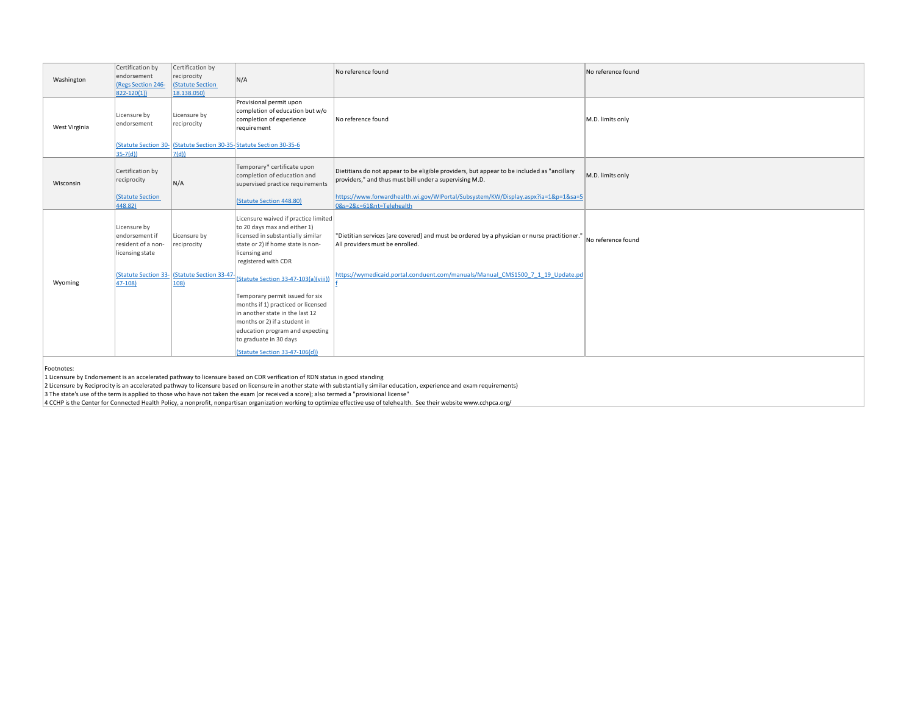| | | | | | |
|---|---|---|---|---|---|
| Washington | Certification by endorsement (Regs Section 246-822-120(1)) | Certification by reciprocity (Statute Section 18.138.050) | N/A | No reference found | No reference found |
| West Virginia | Licensure by endorsement (Statute Section 30-35-7(d)) | Licensure by reciprocity (Statute Section 30-35-7(d)) | Provisional permit upon completion of education but w/o completion of experience requirement (Statute Section 30-35-6 | No reference found | M.D. limits only |
| Wisconsin | Certification by reciprocity (Statute Section 448.82) | N/A | Temporary* certificate upon completion of education and supervised practice requirements (Statute Section 448.80) | Dietitians do not appear to be eligible providers, but appear to be included as "ancillary providers," and thus must bill under a supervising M.D. https://www.forwardhealth.wi.gov/WIPortal/Subsystem/KW/Display.aspx?ia=1&p=1&sa=50&s=2&c=61&nt=Telehealth | M.D. limits only |
| Wyoming | Licensure by endorsement if resident of a non-licensing state (Statute Section 33-47-108) | Licensure by reciprocity (Statute Section 33-47-108) | Licensure waived if practice limited to 20 days max and either 1) licensed in substantially similar state or 2) if home state is non-licensing and registered with CDR (Statute Section 33-47-103(a)(viii)) Temporary permit issued for six months if 1) practiced or licensed in another state in the last 12 months or 2) if a student in education program and expecting to graduate in 30 days (Statute Section 33-47-106(d)) | "Dietitian services [are covered] and must be ordered by a physician or nurse practitioner." All providers must be enrolled. https://wymedicaid.portal.conduent.com/manuals/Manual_CMS1500_7_1_19_Update.pdf | No reference found |

Footnotes:

1 Licensure by Endorsement is an accelerated pathway to licensure based on CDR verification of RDN status in good standing

2 Licensure by Reciprocity is an accelerated pathway to licensure based on licensure in another state with substantially similar education, experience and exam requirements)

3 The state's use of the term is applied to those who have not taken the exam (or received a score); also termed a "provisional license"

4 CCHP is the Center for Connected Health Policy, a nonprofit, nonpartisan organization working to optimize effective use of telehealth. See their website www.cchpca.org/